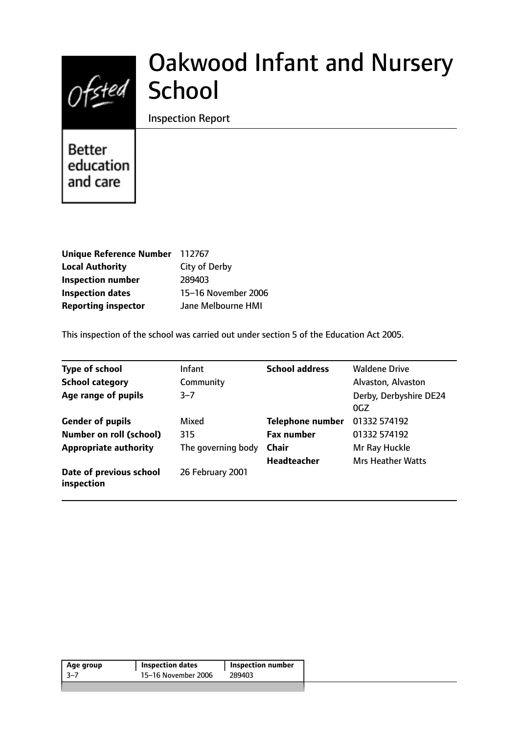# Oakwood Infant and Nursery School

Inspection Report

Better education and care

| | |
|---|---|
| **Unique Reference Number** | 112767 |
| **Local Authority** | City of Derby |
| **Inspection number** | 289403 |
| **Inspection dates** | 15–16 November 2006 |
| **Reporting inspector** | Jane Melbourne HMI |

This inspection of the school was carried out under section 5 of the Education Act 2005.

| | | | |
|---|---|---|---|
| **Type of school** | Infant | **School address** | Waldene Drive |
| **School category** | Community | | Alvaston, Alvaston |
| **Age range of pupils** | 3–7 | | Derby, Derbyshire DE24 0GZ |
| **Gender of pupils** | Mixed | **Telephone number** | 01332 574192 |
| **Number on roll (school)** | 315 | **Fax number** | 01332 574192 |
| **Appropriate authority** | The governing body | **Chair** | Mr Ray Huckle |
| | | **Headteacher** | Mrs Heather Watts |
| **Date of previous school inspection** | 26 February 2001 | | |

| Age group | Inspection dates | Inspection number |
|---|---|---|
| 3–7 | 15–16 November 2006 | 289403 |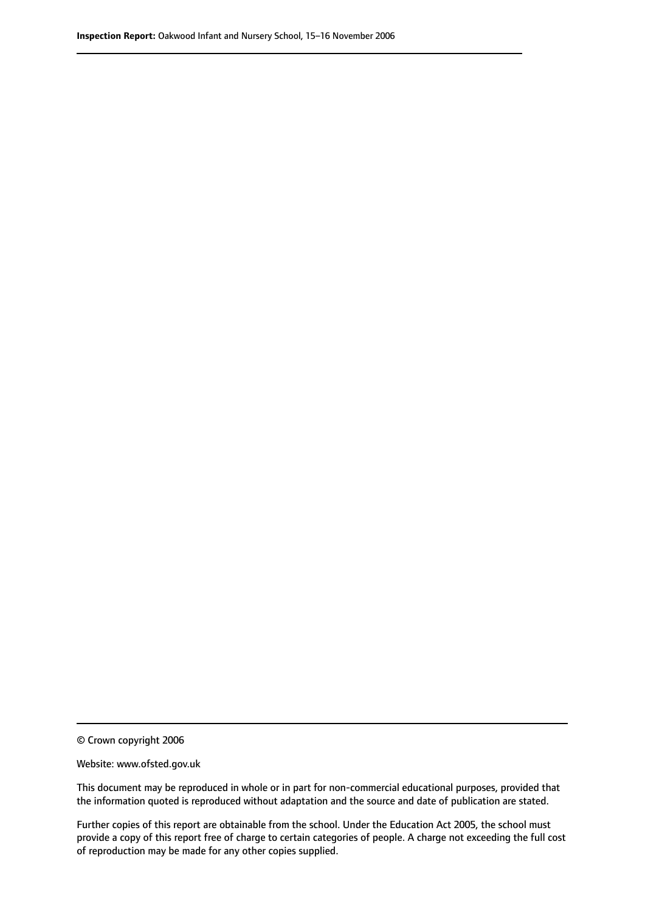© Crown copyright 2006

Website: www.ofsted.gov.uk

This document may be reproduced in whole or in part for non-commercial educational purposes, provided that the information quoted is reproduced without adaptation and the source and date of publication are stated.

Further copies of this report are obtainable from the school. Under the Education Act 2005, the school must provide a copy of this report free of charge to certain categories of people. A charge not exceeding the full cost of reproduction may be made for any other copies supplied.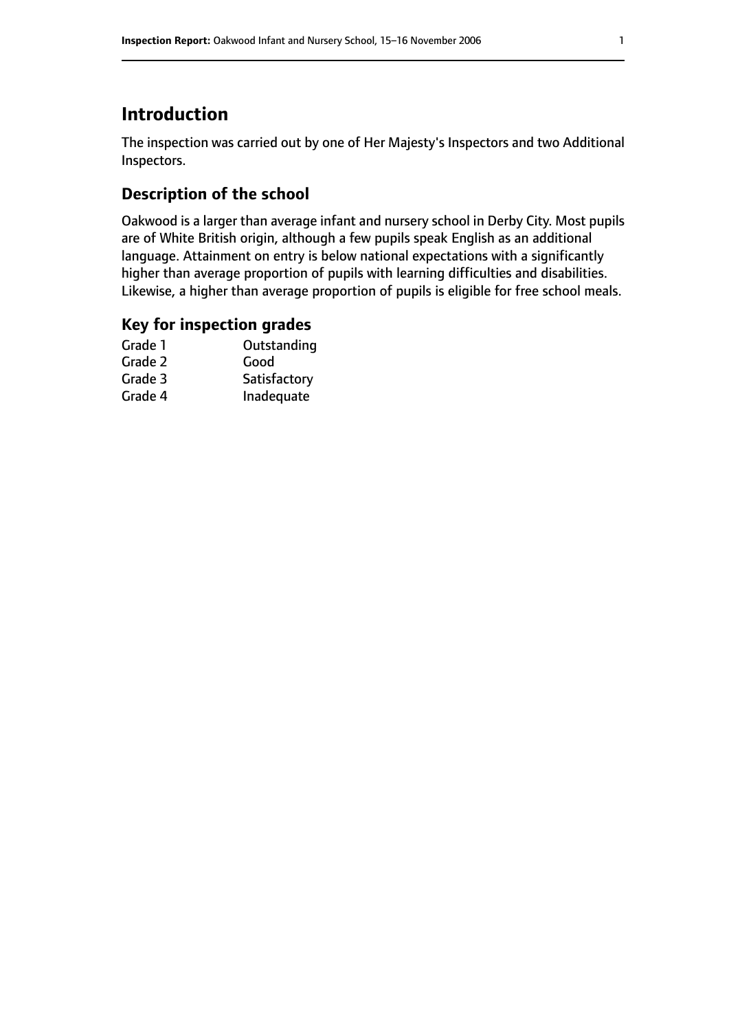# Introduction

The inspection was carried out by one of Her Majesty's Inspectors and two Additional Inspectors.

## Description of the school

Oakwood is a larger than average infant and nursery school in Derby City. Most pupils are of White British origin, although a few pupils speak English as an additional language. Attainment on entry is below national expectations with a significantly higher than average proportion of pupils with learning difficulties and disabilities. Likewise, a higher than average proportion of pupils is eligible for free school meals.

## Key for inspection grades

| | |
|---|---|
| Grade 1 | Outstanding |
| Grade 2 | Good |
| Grade 3 | Satisfactory |
| Grade 4 | Inadequate |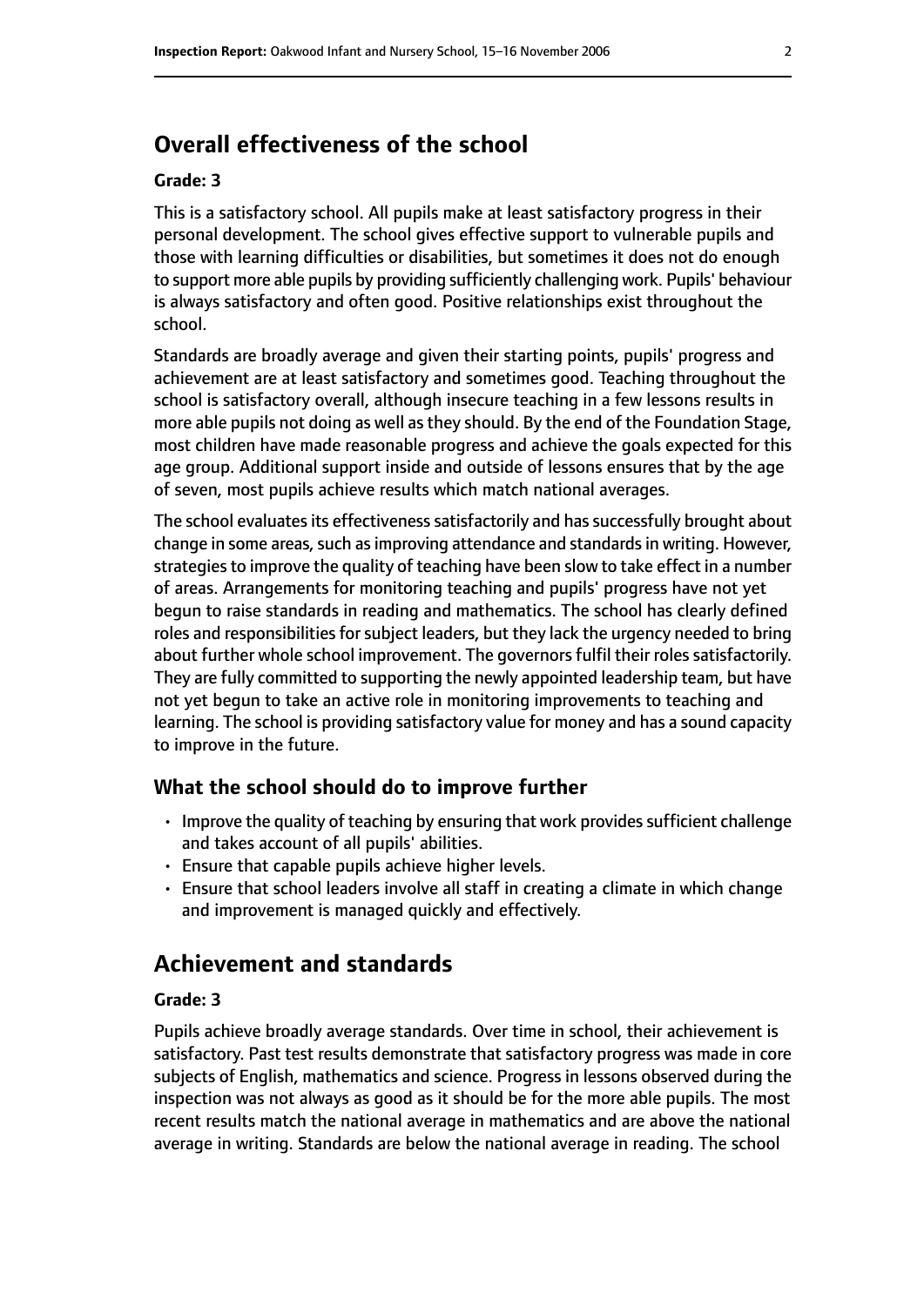## Overall effectiveness of the school

### Grade: 3

This is a satisfactory school. All pupils make at least satisfactory progress in their personal development. The school gives effective support to vulnerable pupils and those with learning difficulties or disabilities, but sometimes it does not do enough to support more able pupils by providing sufficiently challenging work. Pupils' behaviour is always satisfactory and often good. Positive relationships exist throughout the school.

Standards are broadly average and given their starting points, pupils' progress and achievement are at least satisfactory and sometimes good. Teaching throughout the school is satisfactory overall, although insecure teaching in a few lessons results in more able pupils not doing as well as they should. By the end of the Foundation Stage, most children have made reasonable progress and achieve the goals expected for this age group. Additional support inside and outside of lessons ensures that by the age of seven, most pupils achieve results which match national averages.

The school evaluates its effectiveness satisfactorily and has successfully brought about change in some areas, such as improving attendance and standards in writing. However, strategies to improve the quality of teaching have been slow to take effect in a number of areas. Arrangements for monitoring teaching and pupils' progress have not yet begun to raise standards in reading and mathematics. The school has clearly defined roles and responsibilities for subject leaders, but they lack the urgency needed to bring about further whole school improvement. The governors fulfil their roles satisfactorily. They are fully committed to supporting the newly appointed leadership team, but have not yet begun to take an active role in monitoring improvements to teaching and learning. The school is providing satisfactory value for money and has a sound capacity to improve in the future.

### What the school should do to improve further

- Improve the quality of teaching by ensuring that work provides sufficient challenge and takes account of all pupils' abilities.
- Ensure that capable pupils achieve higher levels.
- Ensure that school leaders involve all staff in creating a climate in which change and improvement is managed quickly and effectively.

## Achievement and standards

### Grade: 3

Pupils achieve broadly average standards. Over time in school, their achievement is satisfactory. Past test results demonstrate that satisfactory progress was made in core subjects of English, mathematics and science. Progress in lessons observed during the inspection was not always as good as it should be for the more able pupils. The most recent results match the national average in mathematics and are above the national average in writing. Standards are below the national average in reading. The school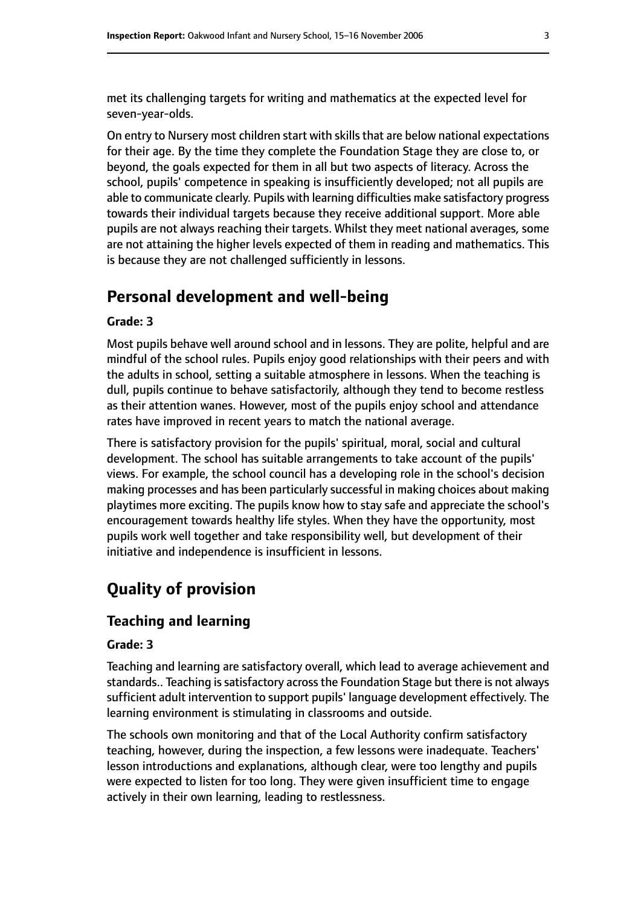met its challenging targets for writing and mathematics at the expected level for seven-year-olds.

On entry to Nursery most children start with skills that are below national expectations for their age. By the time they complete the Foundation Stage they are close to, or beyond, the goals expected for them in all but two aspects of literacy. Across the school, pupils' competence in speaking is insufficiently developed; not all pupils are able to communicate clearly. Pupils with learning difficulties make satisfactory progress towards their individual targets because they receive additional support. More able pupils are not always reaching their targets. Whilst they meet national averages, some are not attaining the higher levels expected of them in reading and mathematics. This is because they are not challenged sufficiently in lessons.

## Personal development and well-being

**Grade: 3**

Most pupils behave well around school and in lessons. They are polite, helpful and are mindful of the school rules. Pupils enjoy good relationships with their peers and with the adults in school, setting a suitable atmosphere in lessons. When the teaching is dull, pupils continue to behave satisfactorily, although they tend to become restless as their attention wanes. However, most of the pupils enjoy school and attendance rates have improved in recent years to match the national average.

There is satisfactory provision for the pupils' spiritual, moral, social and cultural development. The school has suitable arrangements to take account of the pupils' views. For example, the school council has a developing role in the school's decision making processes and has been particularly successful in making choices about making playtimes more exciting. The pupils know how to stay safe and appreciate the school's encouragement towards healthy life styles. When they have the opportunity, most pupils work well together and take responsibility well, but development of their initiative and independence is insufficient in lessons.

## Quality of provision

### Teaching and learning

**Grade: 3**

Teaching and learning are satisfactory overall, which lead to average achievement and standards.. Teaching is satisfactory across the Foundation Stage but there is not always sufficient adult intervention to support pupils' language development effectively. The learning environment is stimulating in classrooms and outside.

The schools own monitoring and that of the Local Authority confirm satisfactory teaching, however, during the inspection, a few lessons were inadequate. Teachers' lesson introductions and explanations, although clear, were too lengthy and pupils were expected to listen for too long. They were given insufficient time to engage actively in their own learning, leading to restlessness.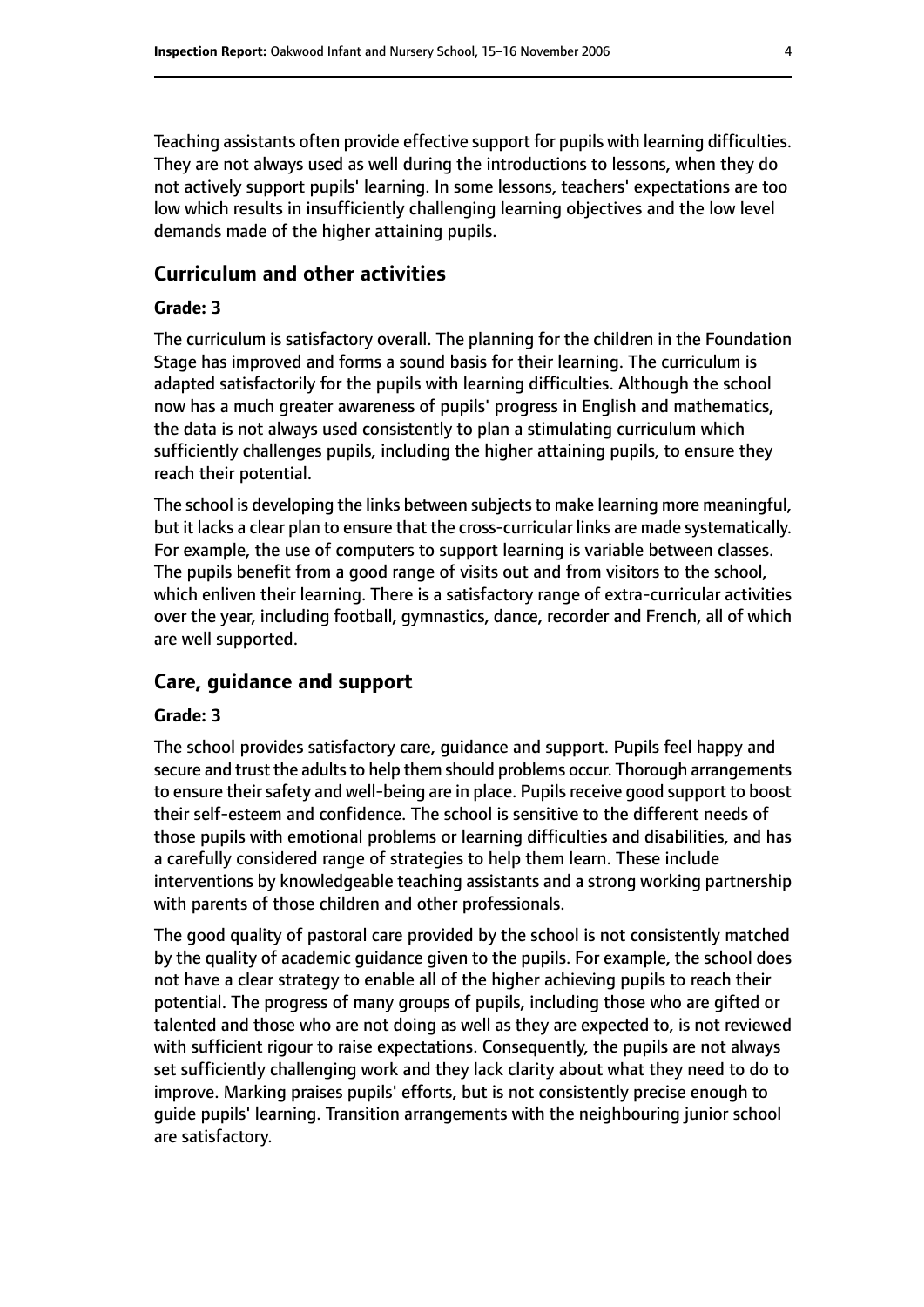Teaching assistants often provide effective support for pupils with learning difficulties. They are not always used as well during the introductions to lessons, when they do not actively support pupils' learning. In some lessons, teachers' expectations are too low which results in insufficiently challenging learning objectives and the low level demands made of the higher attaining pupils.

## Curriculum and other activities

#### Grade: 3

The curriculum is satisfactory overall. The planning for the children in the Foundation Stage has improved and forms a sound basis for their learning. The curriculum is adapted satisfactorily for the pupils with learning difficulties. Although the school now has a much greater awareness of pupils' progress in English and mathematics, the data is not always used consistently to plan a stimulating curriculum which sufficiently challenges pupils, including the higher attaining pupils, to ensure they reach their potential.

The school is developing the links between subjects to make learning more meaningful, but it lacks a clear plan to ensure that the cross-curricular links are made systematically. For example, the use of computers to support learning is variable between classes. The pupils benefit from a good range of visits out and from visitors to the school, which enliven their learning. There is a satisfactory range of extra-curricular activities over the year, including football, gymnastics, dance, recorder and French, all of which are well supported.

## Care, guidance and support

#### Grade: 3

The school provides satisfactory care, guidance and support. Pupils feel happy and secure and trust the adults to help them should problems occur. Thorough arrangements to ensure their safety and well-being are in place. Pupils receive good support to boost their self-esteem and confidence. The school is sensitive to the different needs of those pupils with emotional problems or learning difficulties and disabilities, and has a carefully considered range of strategies to help them learn. These include interventions by knowledgeable teaching assistants and a strong working partnership with parents of those children and other professionals.

The good quality of pastoral care provided by the school is not consistently matched by the quality of academic guidance given to the pupils. For example, the school does not have a clear strategy to enable all of the higher achieving pupils to reach their potential. The progress of many groups of pupils, including those who are gifted or talented and those who are not doing as well as they are expected to, is not reviewed with sufficient rigour to raise expectations. Consequently, the pupils are not always set sufficiently challenging work and they lack clarity about what they need to do to improve. Marking praises pupils' efforts, but is not consistently precise enough to guide pupils' learning. Transition arrangements with the neighbouring junior school are satisfactory.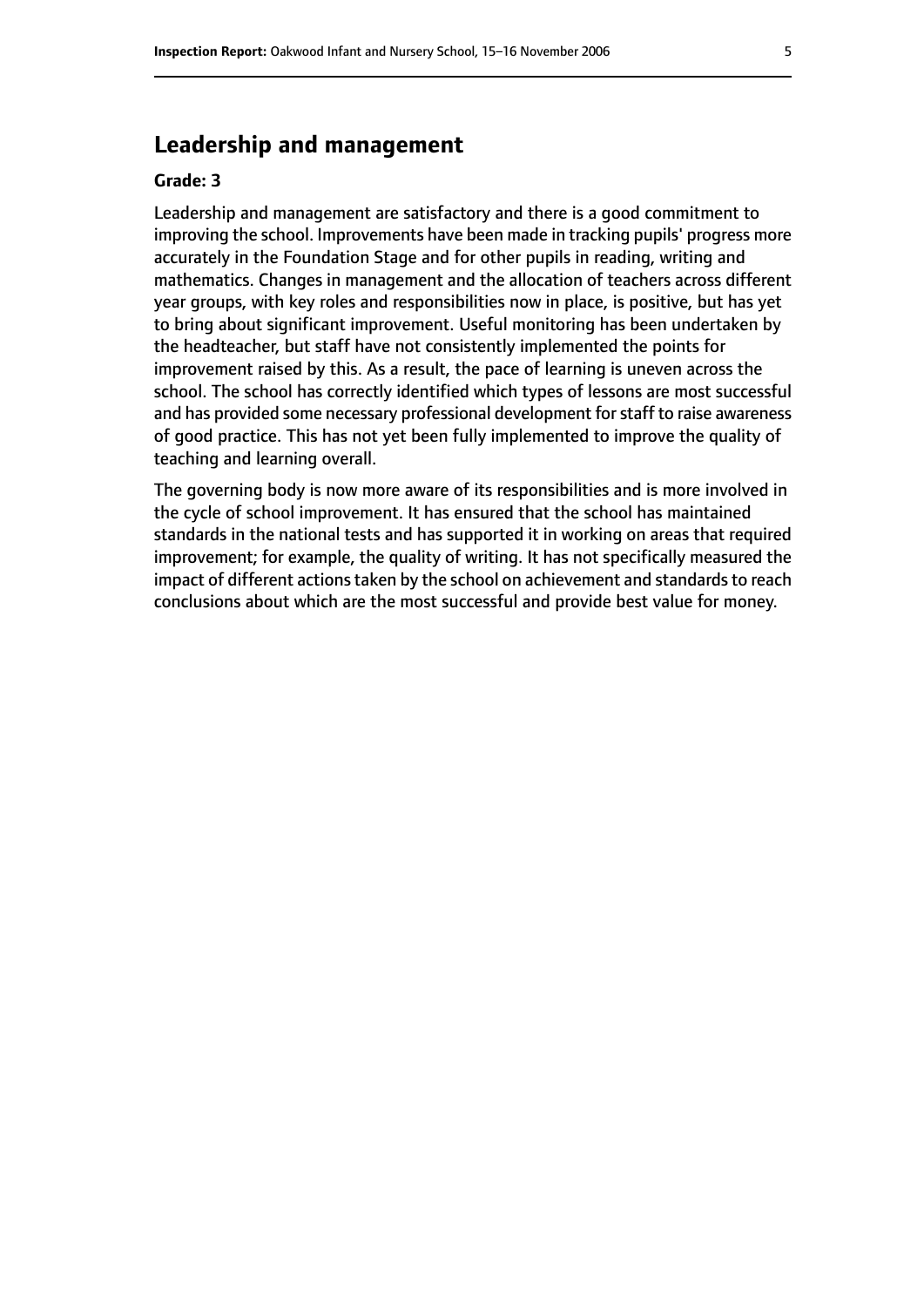## Leadership and management

**Grade: 3**

Leadership and management are satisfactory and there is a good commitment to improving the school. Improvements have been made in tracking pupils' progress more accurately in the Foundation Stage and for other pupils in reading, writing and mathematics. Changes in management and the allocation of teachers across different year groups, with key roles and responsibilities now in place, is positive, but has yet to bring about significant improvement. Useful monitoring has been undertaken by the headteacher, but staff have not consistently implemented the points for improvement raised by this. As a result, the pace of learning is uneven across the school. The school has correctly identified which types of lessons are most successful and has provided some necessary professional development for staff to raise awareness of good practice. This has not yet been fully implemented to improve the quality of teaching and learning overall.

The governing body is now more aware of its responsibilities and is more involved in the cycle of school improvement. It has ensured that the school has maintained standards in the national tests and has supported it in working on areas that required improvement; for example, the quality of writing. It has not specifically measured the impact of different actions taken by the school on achievement and standards to reach conclusions about which are the most successful and provide best value for money.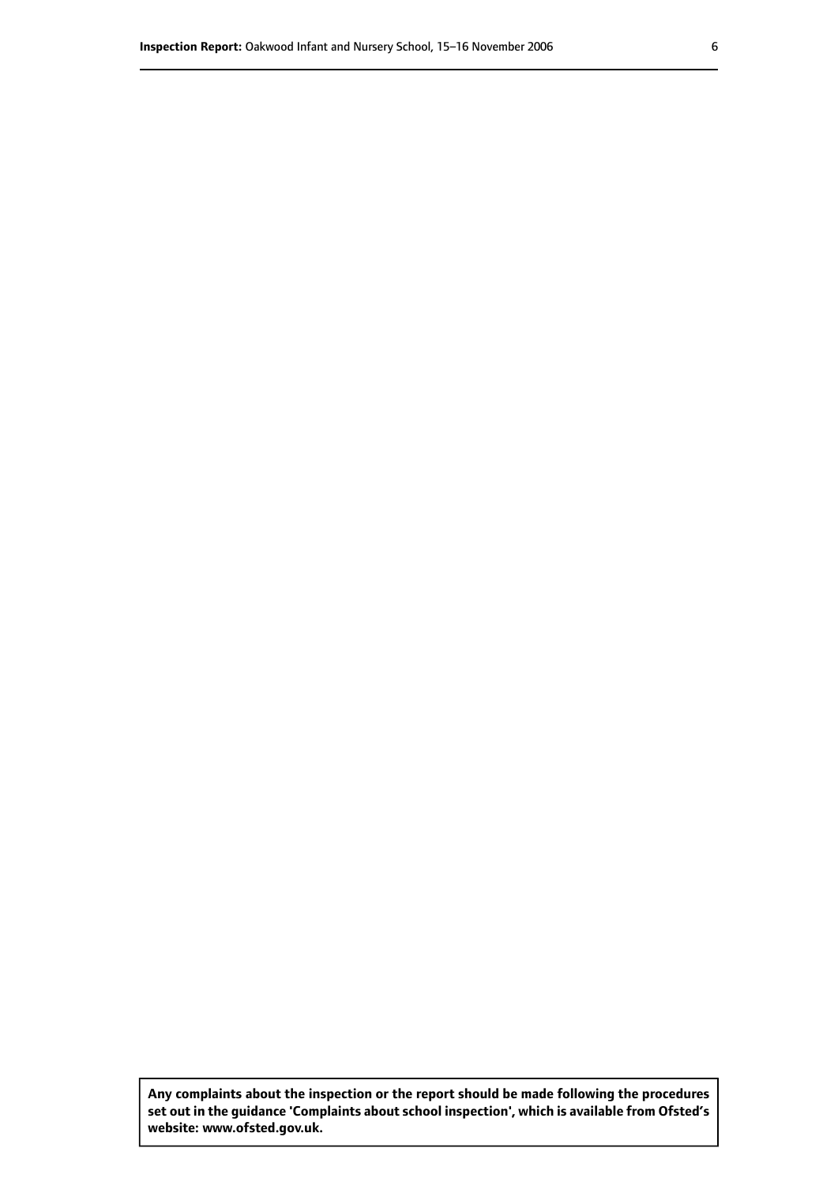**Any complaints about the inspection or the report should be made following the procedures set out in the guidance 'Complaints about school inspection', which is available from Ofsted's website: www.ofsted.gov.uk.**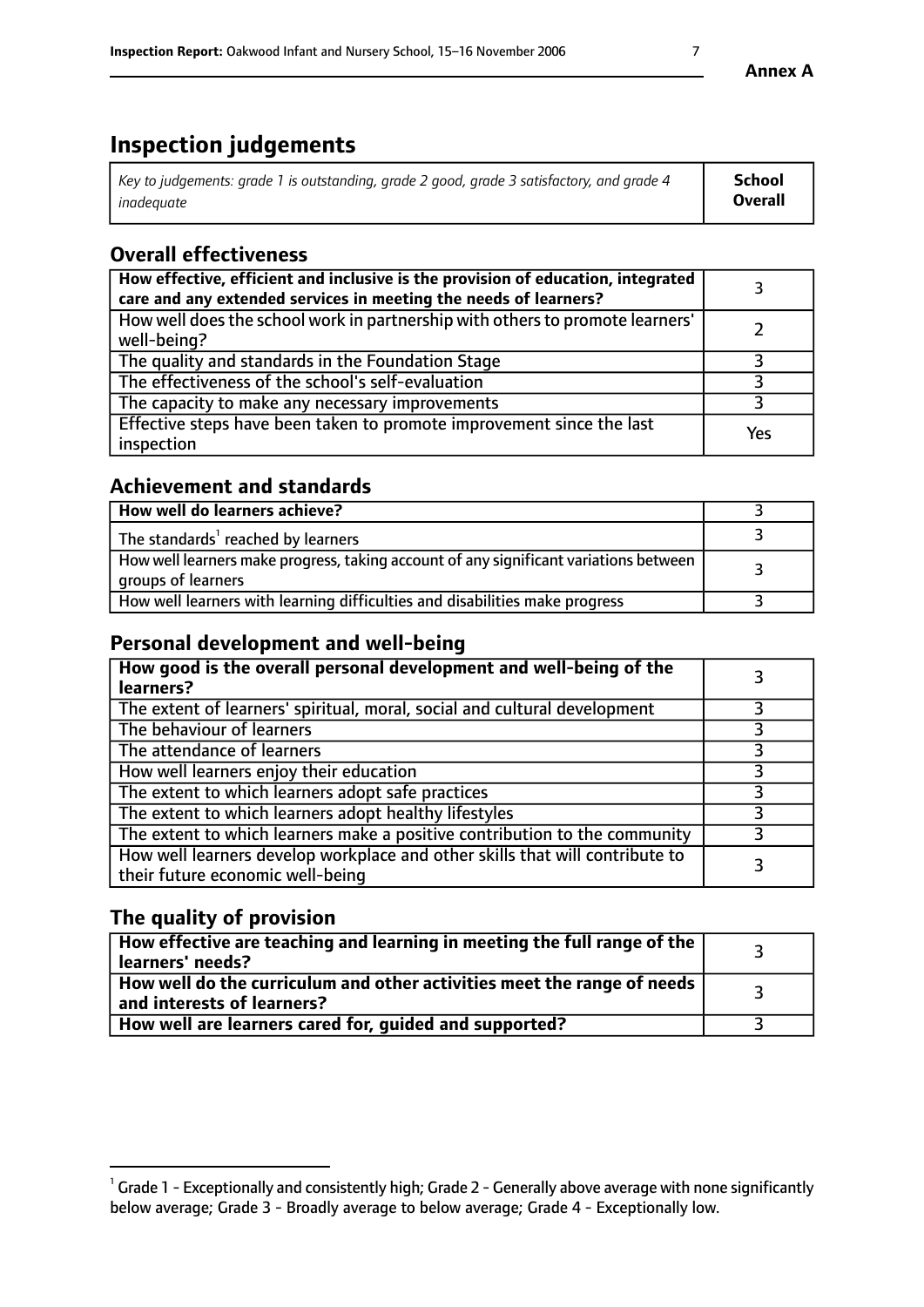# Inspection judgements

| *Key to judgements: grade 1 is outstanding, grade 2 good, grade 3 satisfactory, and grade 4 inadequate* | **School Overall** |
|---|---|

## Overall effectiveness

| | |
|---|---|
| **How effective, efficient and inclusive is the provision of education, integrated care and any extended services in meeting the needs of learners?** | 3 |
| How well does the school work in partnership with others to promote learners' well-being? | 2 |
| The quality and standards in the Foundation Stage | 3 |
| The effectiveness of the school's self-evaluation | 3 |
| The capacity to make any necessary improvements | 3 |
| Effective steps have been taken to promote improvement since the last inspection | Yes |

## Achievement and standards

| | |
|---|---|
| **How well do learners achieve?** | 3 |
| The standards[1] reached by learners | 3 |
| How well learners make progress, taking account of any significant variations between groups of learners | 3 |
| How well learners with learning difficulties and disabilities make progress | 3 |

## Personal development and well-being

| | |
|---|---|
| **How good is the overall personal development and well-being of the learners?** | 3 |
| The extent of learners' spiritual, moral, social and cultural development | 3 |
| The behaviour of learners | 3 |
| The attendance of learners | 3 |
| How well learners enjoy their education | 3 |
| The extent to which learners adopt safe practices | 3 |
| The extent to which learners adopt healthy lifestyles | 3 |
| The extent to which learners make a positive contribution to the community | 3 |
| How well learners develop workplace and other skills that will contribute to their future economic well-being | 3 |

## The quality of provision

| | |
|---|---|
| **How effective are teaching and learning in meeting the full range of the learners' needs?** | 3 |
| **How well do the curriculum and other activities meet the range of needs and interests of learners?** | 3 |
| **How well are learners cared for, guided and supported?** | 3 |

[1] Grade 1 - Exceptionally and consistently high; Grade 2 - Generally above average with none significantly below average; Grade 3 - Broadly average to below average; Grade 4 - Exceptionally low.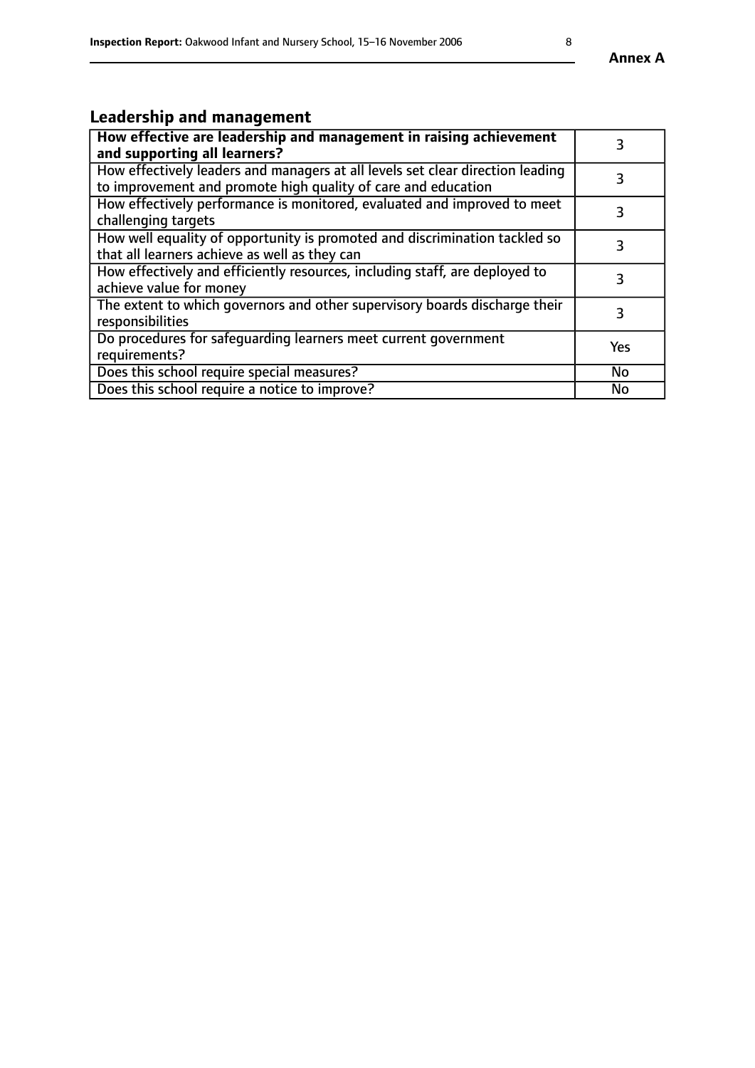## Leadership and management

| | |
|---|---|
| **How effective are leadership and management in raising achievement and supporting all learners?** | 3 |
| How effectively leaders and managers at all levels set clear direction leading to improvement and promote high quality of care and education | 3 |
| How effectively performance is monitored, evaluated and improved to meet challenging targets | 3 |
| How well equality of opportunity is promoted and discrimination tackled so that all learners achieve as well as they can | 3 |
| How effectively and efficiently resources, including staff, are deployed to achieve value for money | 3 |
| The extent to which governors and other supervisory boards discharge their responsibilities | 3 |
| Do procedures for safeguarding learners meet current government requirements? | Yes |
| Does this school require special measures? | No |
| Does this school require a notice to improve? | No |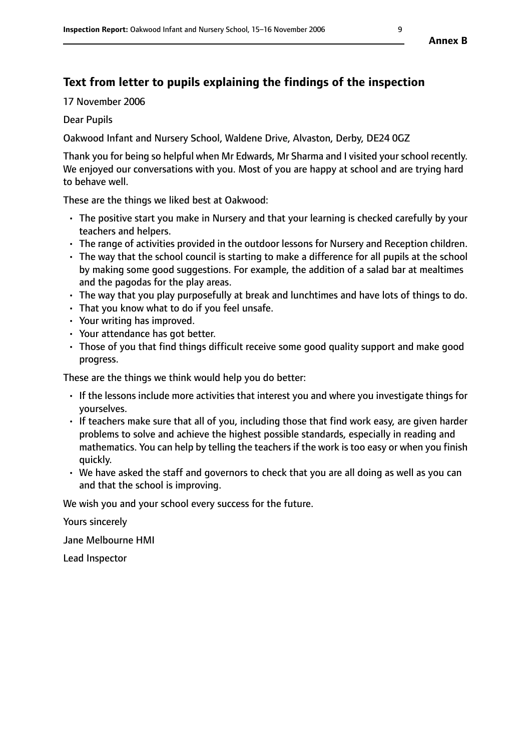## Text from letter to pupils explaining the findings of the inspection

17 November 2006

Dear Pupils

Oakwood Infant and Nursery School, Waldene Drive, Alvaston, Derby, DE24 0GZ

Thank you for being so helpful when Mr Edwards, Mr Sharma and I visited your school recently. We enjoyed our conversations with you. Most of you are happy at school and are trying hard to behave well.

These are the things we liked best at Oakwood:

- The positive start you make in Nursery and that your learning is checked carefully by your teachers and helpers.
- The range of activities provided in the outdoor lessons for Nursery and Reception children.
- The way that the school council is starting to make a difference for all pupils at the school by making some good suggestions. For example, the addition of a salad bar at mealtimes and the pagodas for the play areas.
- The way that you play purposefully at break and lunchtimes and have lots of things to do.
- That you know what to do if you feel unsafe.
- Your writing has improved.
- Your attendance has got better.
- Those of you that find things difficult receive some good quality support and make good progress.

These are the things we think would help you do better:

- If the lessons include more activities that interest you and where you investigate things for yourselves.
- If teachers make sure that all of you, including those that find work easy, are given harder problems to solve and achieve the highest possible standards, especially in reading and mathematics. You can help by telling the teachers if the work is too easy or when you finish quickly.
- We have asked the staff and governors to check that you are all doing as well as you can and that the school is improving.

We wish you and your school every success for the future.

Yours sincerely

Jane Melbourne HMI

Lead Inspector